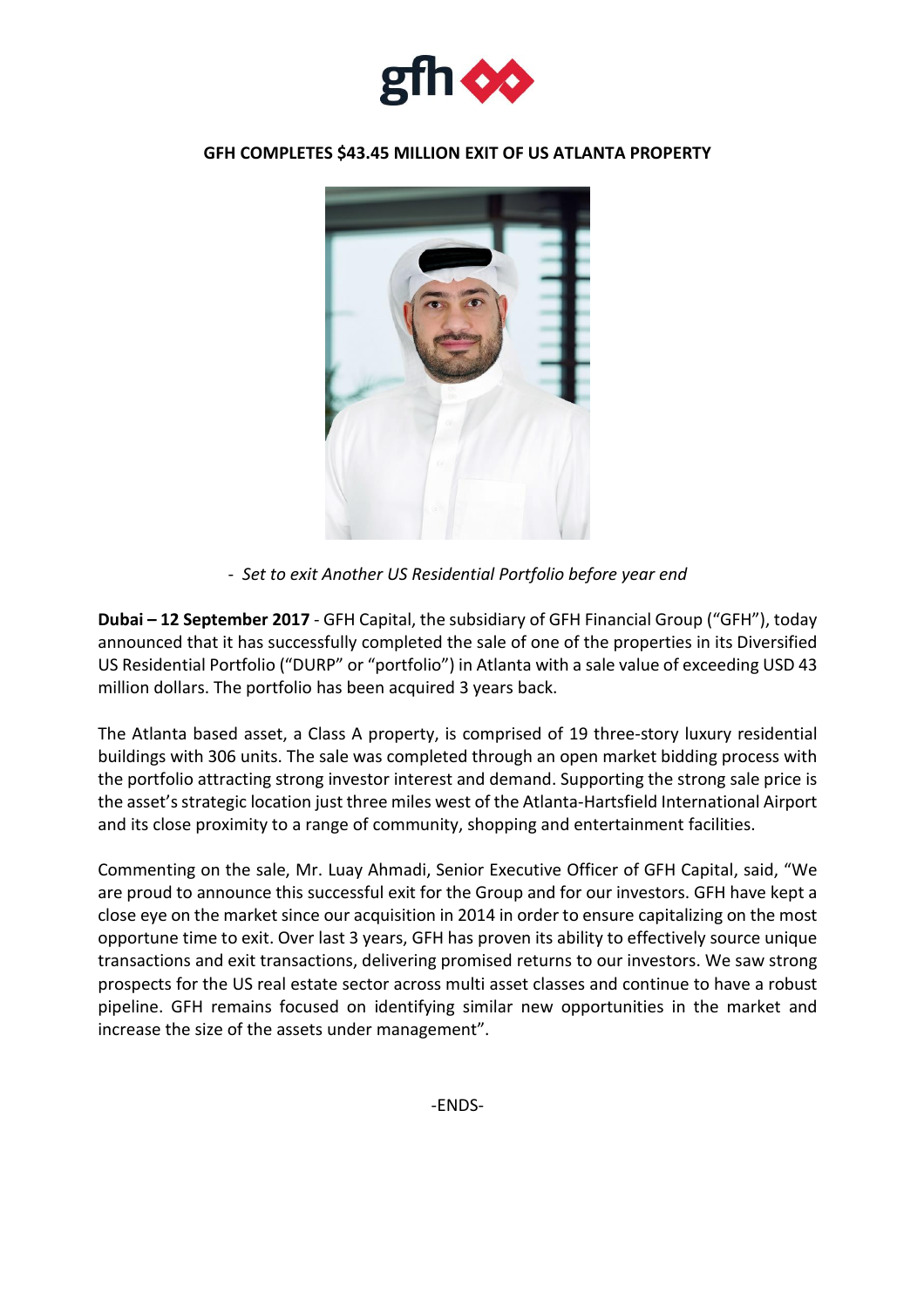# GFH COMPLETES $43.45 MILLION EXIT OF US ATLANTA PROPERTY

- *Set to exit Another US Residential Portfolio before year end*

**Dubai – 12 September 2017** - GFH Capital, the subsidiary of GFH Financial Group ("GFH"), today announced that it has successfully completed the sale of one of the properties in its Diversified US Residential Portfolio ("DURP" or "portfolio") in Atlanta with a sale value of exceeding USD 43 million dollars. The portfolio has been acquired 3 years back.

The Atlanta based asset, a Class A property, is comprised of 19 three-story luxury residential buildings with 306 units. The sale was completed through an open market bidding process with the portfolio attracting strong investor interest and demand. Supporting the strong sale price is the asset's strategic location just three miles west of the Atlanta-Hartsfield International Airport and its close proximity to a range of community, shopping and entertainment facilities.

Commenting on the sale, Mr. Luay Ahmadi, Senior Executive Officer of GFH Capital, said, "We are proud to announce this successful exit for the Group and for our investors. GFH have kept a close eye on the market since our acquisition in 2014 in order to ensure capitalizing on the most opportune time to exit. Over last 3 years, GFH has proven its ability to effectively source unique transactions and exit transactions, delivering promised returns to our investors. We saw strong prospects for the US real estate sector across multi asset classes and continue to have a robust pipeline. GFH remains focused on identifying similar new opportunities in the market and increase the size of the assets under management".

-ENDS-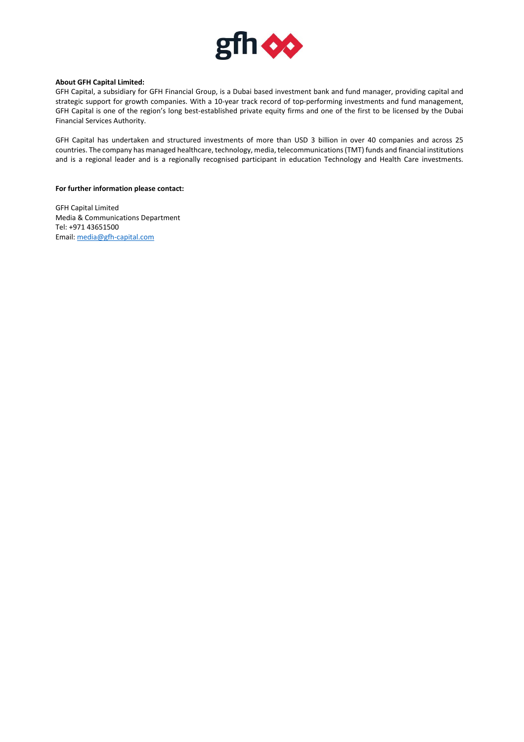**About GFH Capital Limited:**

GFH Capital, a subsidiary for GFH Financial Group, is a Dubai based investment bank and fund manager, providing capital and strategic support for growth companies. With a 10-year track record of top-performing investments and fund management, GFH Capital is one of the region's long best-established private equity firms and one of the first to be licensed by the Dubai Financial Services Authority.

GFH Capital has undertaken and structured investments of more than USD 3 billion in over 40 companies and across 25 countries. The company has managed healthcare, technology, media, telecommunications (TMT) funds and financial institutions and is a regional leader and is a regionally recognised participant in education Technology and Health Care investments.

**For further information please contact:**

GFH Capital Limited
Media & Communications Department
Tel: +971 43651500
Email: media@gfh-capital.com